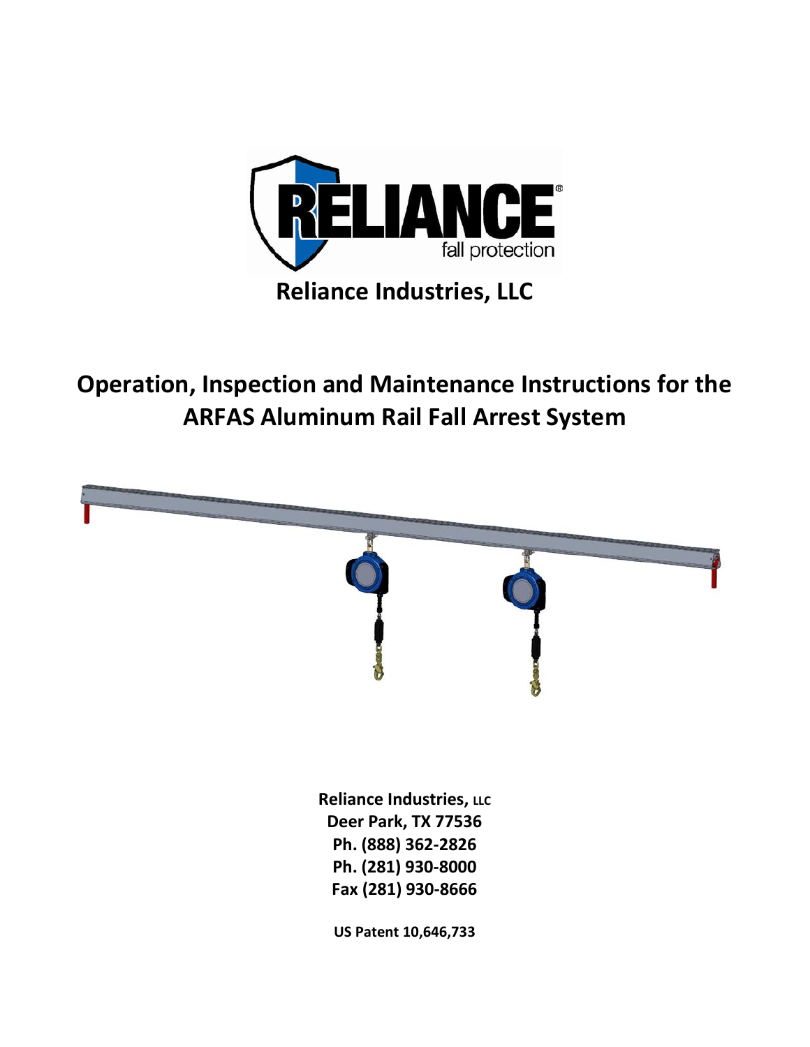# Reliance Industries, LLC

## Operation, Inspection and Maintenance Instructions for the ARFAS Aluminum Rail Fall Arrest System

**Reliance Industries, LLC**
**Deer Park, TX 77536**
**Ph. (888) 362-2826**
**Ph. (281) 930-8000**
**Fax (281) 930-8666**

**US Patent 10,646,733**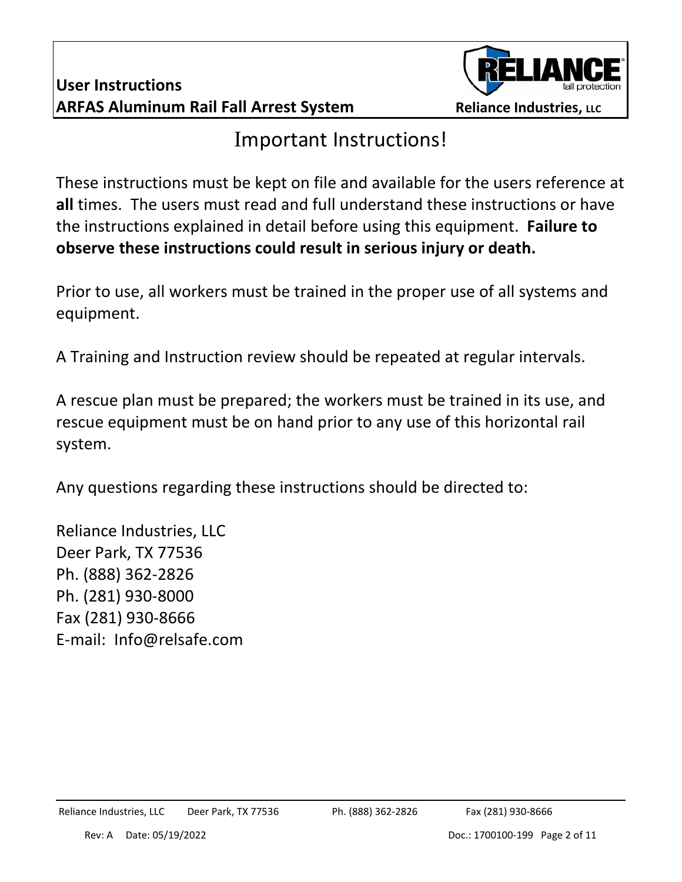# Important Instructions!

These instructions must be kept on file and available for the users reference at **all** times. The users must read and full understand these instructions or have the instructions explained in detail before using this equipment. **Failure to observe these instructions could result in serious injury or death.**

Prior to use, all workers must be trained in the proper use of all systems and equipment.

A Training and Instruction review should be repeated at regular intervals.

A rescue plan must be prepared; the workers must be trained in its use, and rescue equipment must be on hand prior to any use of this horizontal rail system.

Any questions regarding these instructions should be directed to:

Reliance Industries, LLC
Deer Park, TX 77536
Ph. (888) 362-2826
Ph. (281) 930-8000
Fax (281) 930-8666
E-mail: Info@relsafe.com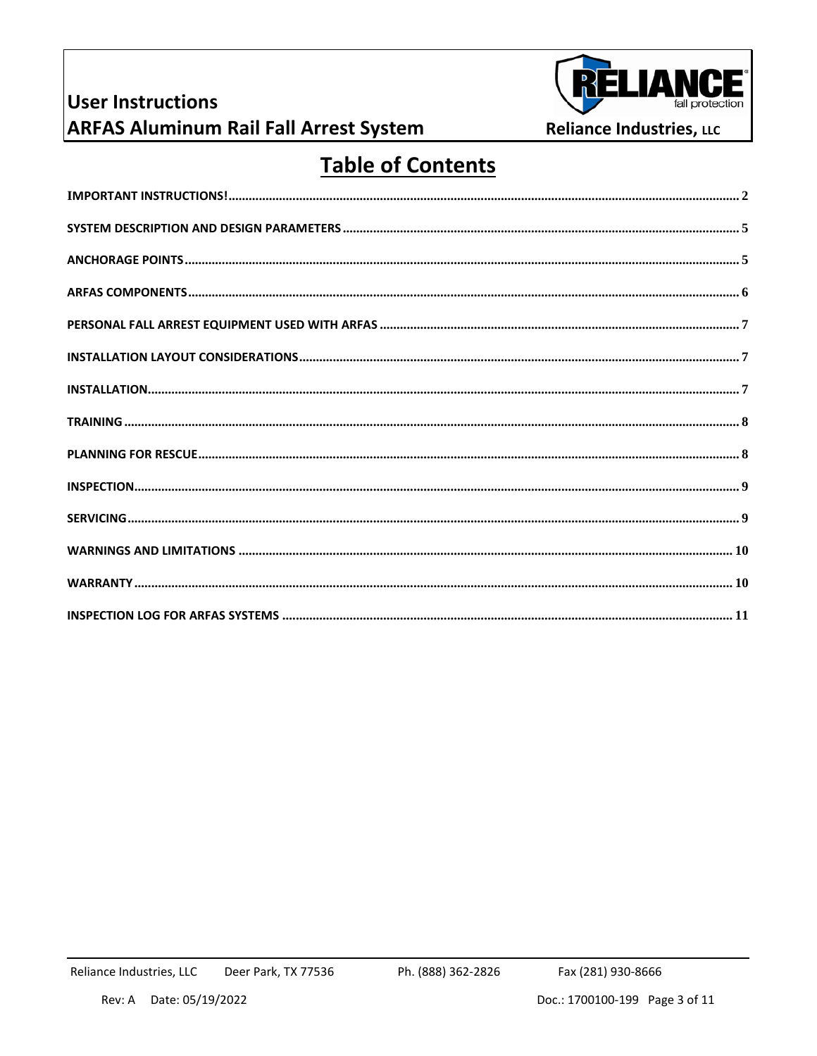# Table of Contents

| | |
|---|---|
| IMPORTANT INSTRUCTIONS! | 2 |
| SYSTEM DESCRIPTION AND DESIGN PARAMETERS | 5 |
| ANCHORAGE POINTS | 5 |
| ARFAS COMPONENTS | 6 |
| PERSONAL FALL ARREST EQUIPMENT USED WITH ARFAS | 7 |
| INSTALLATION LAYOUT CONSIDERATIONS | 7 |
| INSTALLATION | 7 |
| TRAINING | 8 |
| PLANNING FOR RESCUE | 8 |
| INSPECTION | 9 |
| SERVICING | 9 |
| WARNINGS AND LIMITATIONS | 10 |
| WARRANTY | 10 |
| INSPECTION LOG FOR ARFAS SYSTEMS | 11 |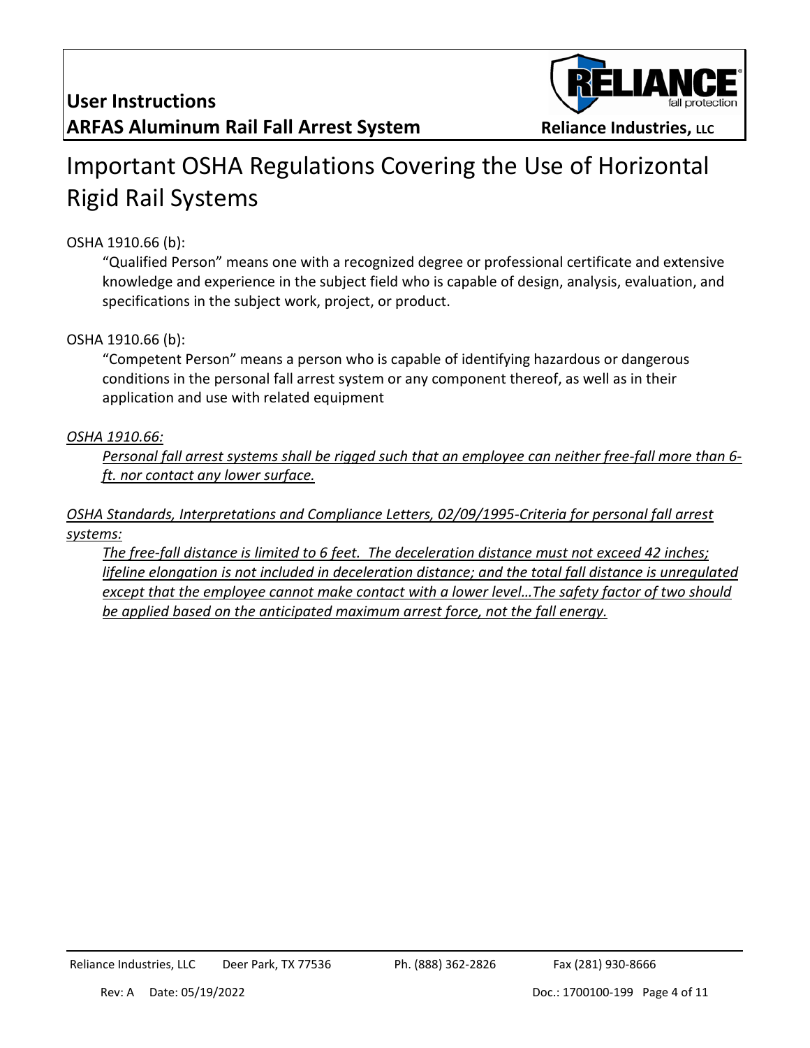# Important OSHA Regulations Covering the Use of Horizontal Rigid Rail Systems

OSHA 1910.66 (b):

> "Qualified Person" means one with a recognized degree or professional certificate and extensive knowledge and experience in the subject field who is capable of design, analysis, evaluation, and specifications in the subject work, project, or product.

OSHA 1910.66 (b):

> "Competent Person" means a person who is capable of identifying hazardous or dangerous conditions in the personal fall arrest system or any component thereof, as well as in their application and use with related equipment

*OSHA 1910.66:*

> *Personal fall arrest systems shall be rigged such that an employee can neither free-fall more than 6-ft. nor contact any lower surface.*

*OSHA Standards, Interpretations and Compliance Letters, 02/09/1995-Criteria for personal fall arrest systems:*

> *The free-fall distance is limited to 6 feet. The deceleration distance must not exceed 42 inches; lifeline elongation is not included in deceleration distance; and the total fall distance is unregulated except that the employee cannot make contact with a lower level…The safety factor of two should be applied based on the anticipated maximum arrest force, not the fall energy.*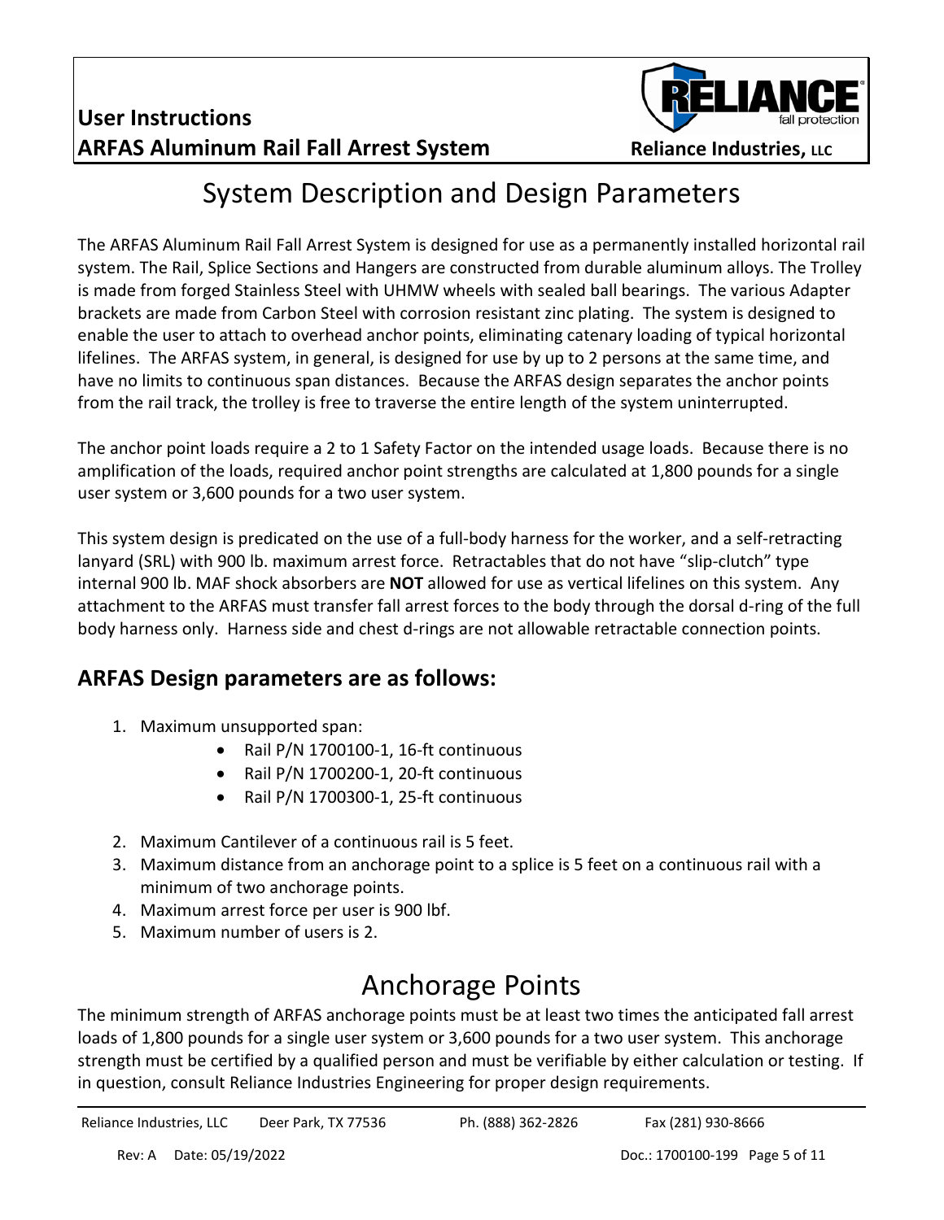# System Description and Design Parameters

The ARFAS Aluminum Rail Fall Arrest System is designed for use as a permanently installed horizontal rail system. The Rail, Splice Sections and Hangers are constructed from durable aluminum alloys. The Trolley is made from forged Stainless Steel with UHMW wheels with sealed ball bearings. The various Adapter brackets are made from Carbon Steel with corrosion resistant zinc plating. The system is designed to enable the user to attach to overhead anchor points, eliminating catenary loading of typical horizontal lifelines. The ARFAS system, in general, is designed for use by up to 2 persons at the same time, and have no limits to continuous span distances. Because the ARFAS design separates the anchor points from the rail track, the trolley is free to traverse the entire length of the system uninterrupted.

The anchor point loads require a 2 to 1 Safety Factor on the intended usage loads. Because there is no amplification of the loads, required anchor point strengths are calculated at 1,800 pounds for a single user system or 3,600 pounds for a two user system.

This system design is predicated on the use of a full-body harness for the worker, and a self-retracting lanyard (SRL) with 900 lb. maximum arrest force. Retractables that do not have "slip-clutch" type internal 900 lb. MAF shock absorbers are **NOT** allowed for use as vertical lifelines on this system. Any attachment to the ARFAS must transfer fall arrest forces to the body through the dorsal d-ring of the full body harness only. Harness side and chest d-rings are not allowable retractable connection points.

## ARFAS Design parameters are as follows:

1. Maximum unsupported span:
   - Rail P/N 1700100-1, 16-ft continuous
   - Rail P/N 1700200-1, 20-ft continuous
   - Rail P/N 1700300-1, 25-ft continuous
2. Maximum Cantilever of a continuous rail is 5 feet.
3. Maximum distance from an anchorage point to a splice is 5 feet on a continuous rail with a minimum of two anchorage points.
4. Maximum arrest force per user is 900 lbf.
5. Maximum number of users is 2.

# Anchorage Points

The minimum strength of ARFAS anchorage points must be at least two times the anticipated fall arrest loads of 1,800 pounds for a single user system or 3,600 pounds for a two user system. This anchorage strength must be certified by a qualified person and must be verifiable by either calculation or testing. If in question, consult Reliance Industries Engineering for proper design requirements.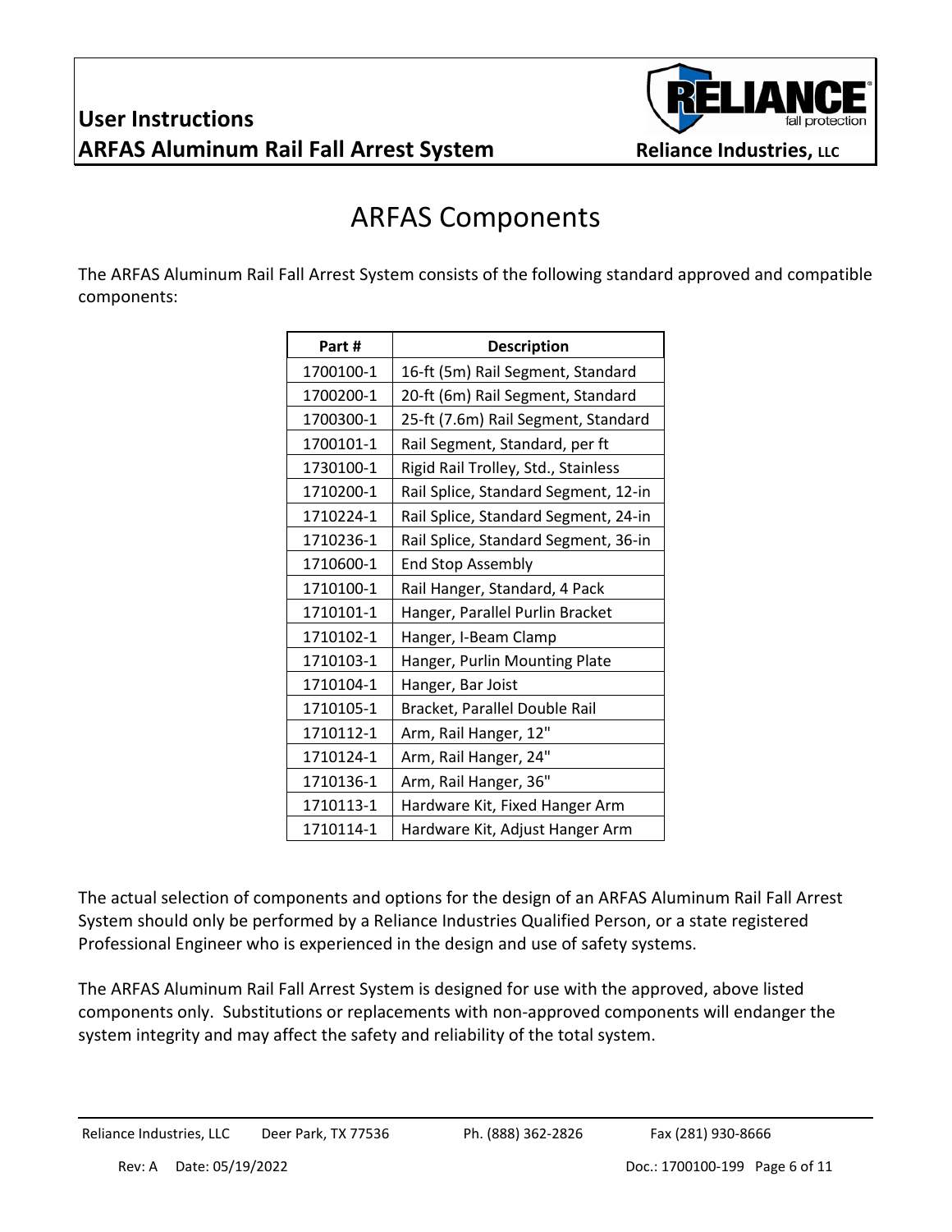# ARFAS Components

The ARFAS Aluminum Rail Fall Arrest System consists of the following standard approved and compatible components:

| Part # | Description |
|---|---|
| 1700100-1 | 16-ft (5m) Rail Segment, Standard |
| 1700200-1 | 20-ft (6m) Rail Segment, Standard |
| 1700300-1 | 25-ft (7.6m) Rail Segment, Standard |
| 1700101-1 | Rail Segment, Standard, per ft |
| 1730100-1 | Rigid Rail Trolley, Std., Stainless |
| 1710200-1 | Rail Splice, Standard Segment, 12-in |
| 1710224-1 | Rail Splice, Standard Segment, 24-in |
| 1710236-1 | Rail Splice, Standard Segment, 36-in |
| 1710600-1 | End Stop Assembly |
| 1710100-1 | Rail Hanger, Standard, 4 Pack |
| 1710101-1 | Hanger, Parallel Purlin Bracket |
| 1710102-1 | Hanger, I-Beam Clamp |
| 1710103-1 | Hanger, Purlin Mounting Plate |
| 1710104-1 | Hanger, Bar Joist |
| 1710105-1 | Bracket, Parallel Double Rail |
| 1710112-1 | Arm, Rail Hanger, 12" |
| 1710124-1 | Arm, Rail Hanger, 24" |
| 1710136-1 | Arm, Rail Hanger, 36" |
| 1710113-1 | Hardware Kit, Fixed Hanger Arm |
| 1710114-1 | Hardware Kit, Adjust Hanger Arm |

The actual selection of components and options for the design of an ARFAS Aluminum Rail Fall Arrest System should only be performed by a Reliance Industries Qualified Person, or a state registered Professional Engineer who is experienced in the design and use of safety systems.

The ARFAS Aluminum Rail Fall Arrest System is designed for use with the approved, above listed components only. Substitutions or replacements with non-approved components will endanger the system integrity and may affect the safety and reliability of the total system.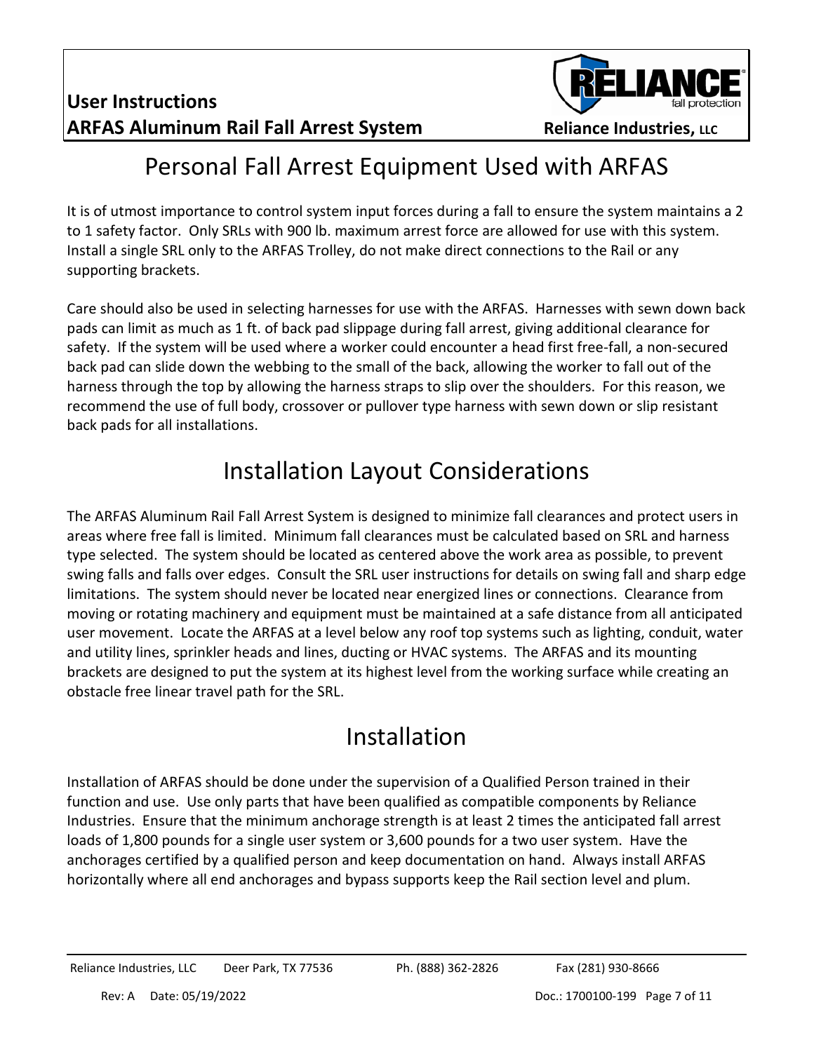# Personal Fall Arrest Equipment Used with ARFAS

It is of utmost importance to control system input forces during a fall to ensure the system maintains a 2 to 1 safety factor. Only SRLs with 900 lb. maximum arrest force are allowed for use with this system. Install a single SRL only to the ARFAS Trolley, do not make direct connections to the Rail or any supporting brackets.

Care should also be used in selecting harnesses for use with the ARFAS. Harnesses with sewn down back pads can limit as much as 1 ft. of back pad slippage during fall arrest, giving additional clearance for safety. If the system will be used where a worker could encounter a head first free-fall, a non-secured back pad can slide down the webbing to the small of the back, allowing the worker to fall out of the harness through the top by allowing the harness straps to slip over the shoulders. For this reason, we recommend the use of full body, crossover or pullover type harness with sewn down or slip resistant back pads for all installations.

# Installation Layout Considerations

The ARFAS Aluminum Rail Fall Arrest System is designed to minimize fall clearances and protect users in areas where free fall is limited. Minimum fall clearances must be calculated based on SRL and harness type selected. The system should be located as centered above the work area as possible, to prevent swing falls and falls over edges. Consult the SRL user instructions for details on swing fall and sharp edge limitations. The system should never be located near energized lines or connections. Clearance from moving or rotating machinery and equipment must be maintained at a safe distance from all anticipated user movement. Locate the ARFAS at a level below any roof top systems such as lighting, conduit, water and utility lines, sprinkler heads and lines, ducting or HVAC systems. The ARFAS and its mounting brackets are designed to put the system at its highest level from the working surface while creating an obstacle free linear travel path for the SRL.

# Installation

Installation of ARFAS should be done under the supervision of a Qualified Person trained in their function and use. Use only parts that have been qualified as compatible components by Reliance Industries. Ensure that the minimum anchorage strength is at least 2 times the anticipated fall arrest loads of 1,800 pounds for a single user system or 3,600 pounds for a two user system. Have the anchorages certified by a qualified person and keep documentation on hand. Always install ARFAS horizontally where all end anchorages and bypass supports keep the Rail section level and plum.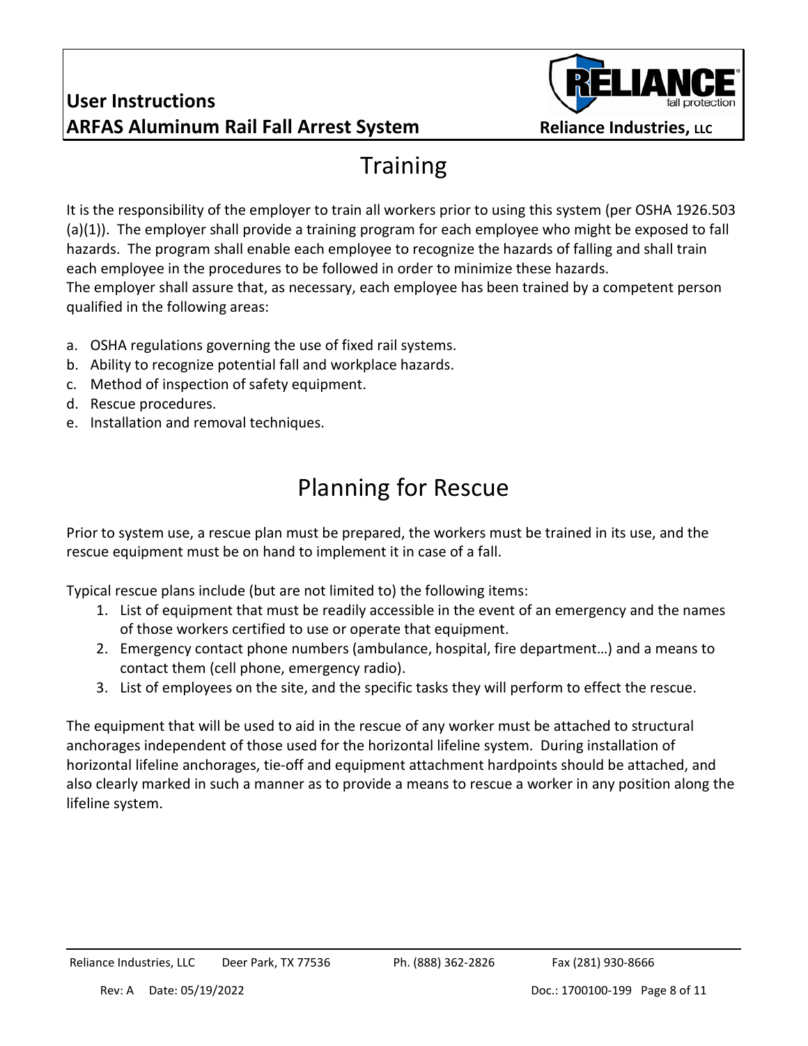# Training

It is the responsibility of the employer to train all workers prior to using this system (per OSHA 1926.503 (a)(1)). The employer shall provide a training program for each employee who might be exposed to fall hazards. The program shall enable each employee to recognize the hazards of falling and shall train each employee in the procedures to be followed in order to minimize these hazards.
The employer shall assure that, as necessary, each employee has been trained by a competent person qualified in the following areas:

a. OSHA regulations governing the use of fixed rail systems.
b. Ability to recognize potential fall and workplace hazards.
c. Method of inspection of safety equipment.
d. Rescue procedures.
e. Installation and removal techniques.

# Planning for Rescue

Prior to system use, a rescue plan must be prepared, the workers must be trained in its use, and the rescue equipment must be on hand to implement it in case of a fall.

Typical rescue plans include (but are not limited to) the following items:

1. List of equipment that must be readily accessible in the event of an emergency and the names of those workers certified to use or operate that equipment.
2. Emergency contact phone numbers (ambulance, hospital, fire department…) and a means to contact them (cell phone, emergency radio).
3. List of employees on the site, and the specific tasks they will perform to effect the rescue.

The equipment that will be used to aid in the rescue of any worker must be attached to structural anchorages independent of those used for the horizontal lifeline system. During installation of horizontal lifeline anchorages, tie-off and equipment attachment hardpoints should be attached, and also clearly marked in such a manner as to provide a means to rescue a worker in any position along the lifeline system.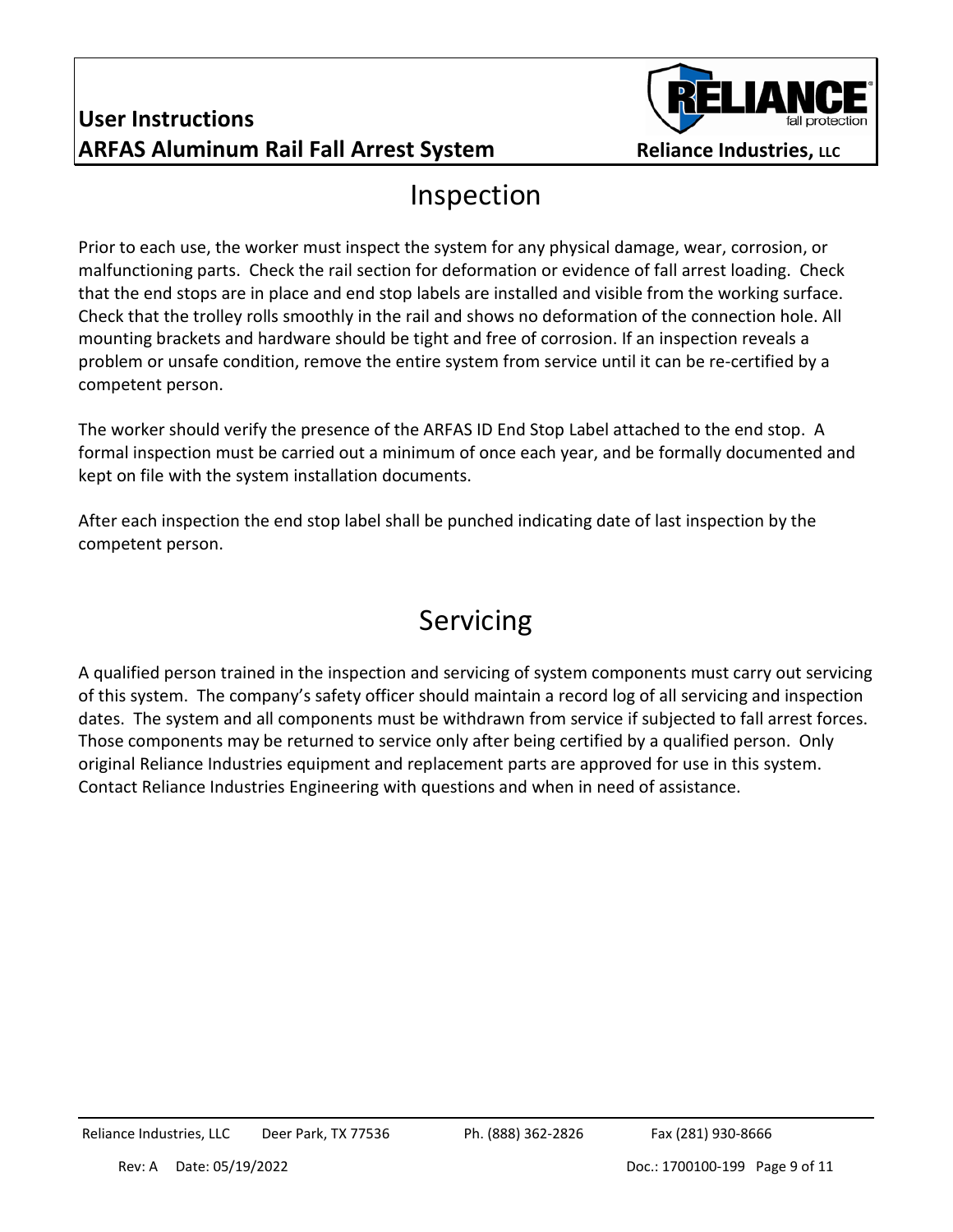# Inspection

Prior to each use, the worker must inspect the system for any physical damage, wear, corrosion, or malfunctioning parts. Check the rail section for deformation or evidence of fall arrest loading. Check that the end stops are in place and end stop labels are installed and visible from the working surface. Check that the trolley rolls smoothly in the rail and shows no deformation of the connection hole. All mounting brackets and hardware should be tight and free of corrosion. If an inspection reveals a problem or unsafe condition, remove the entire system from service until it can be re-certified by a competent person.

The worker should verify the presence of the ARFAS ID End Stop Label attached to the end stop. A formal inspection must be carried out a minimum of once each year, and be formally documented and kept on file with the system installation documents.

After each inspection the end stop label shall be punched indicating date of last inspection by the competent person.

# Servicing

A qualified person trained in the inspection and servicing of system components must carry out servicing of this system. The company's safety officer should maintain a record log of all servicing and inspection dates. The system and all components must be withdrawn from service if subjected to fall arrest forces. Those components may be returned to service only after being certified by a qualified person. Only original Reliance Industries equipment and replacement parts are approved for use in this system. Contact Reliance Industries Engineering with questions and when in need of assistance.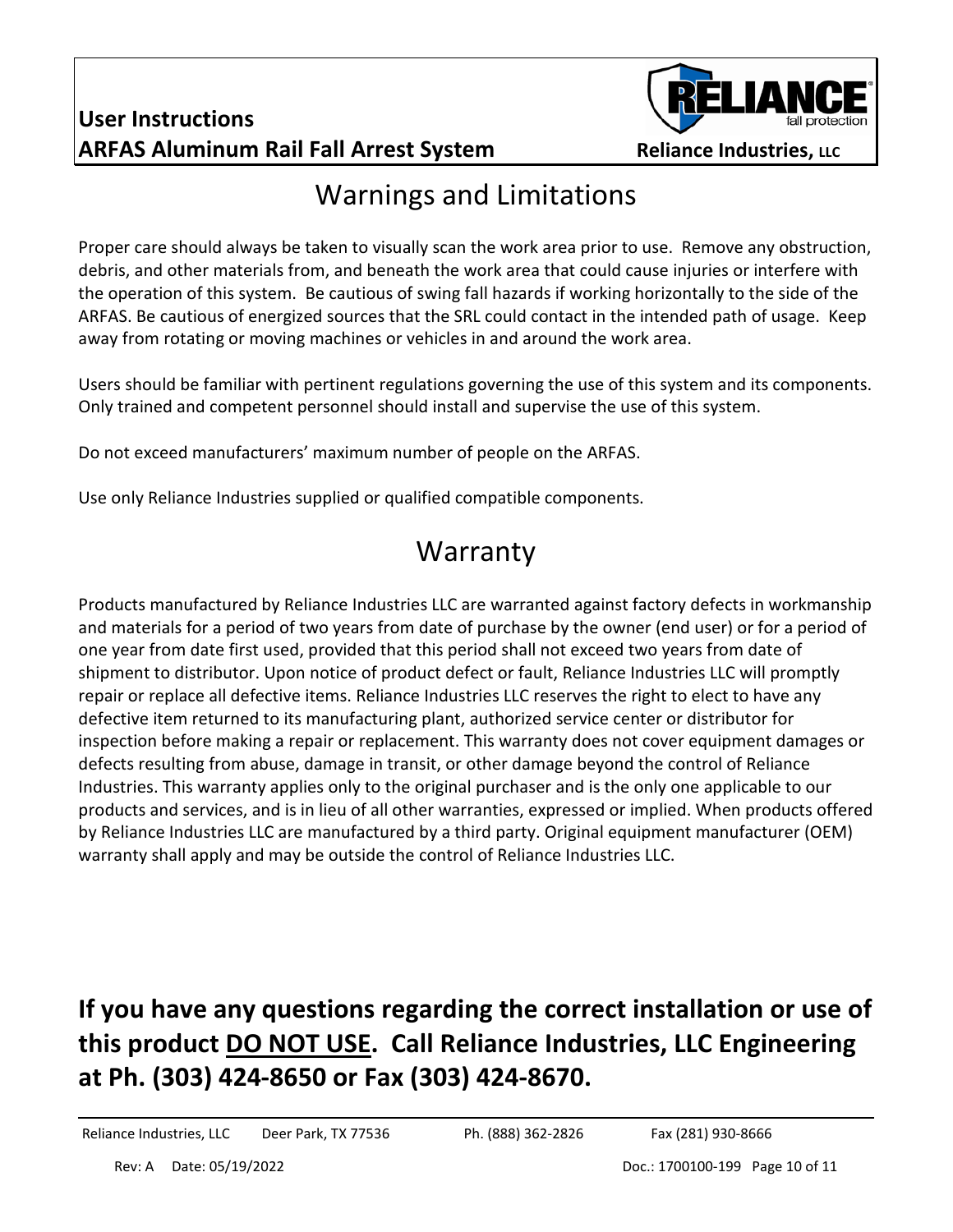# Warnings and Limitations

Proper care should always be taken to visually scan the work area prior to use. Remove any obstruction, debris, and other materials from, and beneath the work area that could cause injuries or interfere with the operation of this system. Be cautious of swing fall hazards if working horizontally to the side of the ARFAS. Be cautious of energized sources that the SRL could contact in the intended path of usage. Keep away from rotating or moving machines or vehicles in and around the work area.

Users should be familiar with pertinent regulations governing the use of this system and its components. Only trained and competent personnel should install and supervise the use of this system.

Do not exceed manufacturers' maximum number of people on the ARFAS.

Use only Reliance Industries supplied or qualified compatible components.

# Warranty

Products manufactured by Reliance Industries LLC are warranted against factory defects in workmanship and materials for a period of two years from date of purchase by the owner (end user) or for a period of one year from date first used, provided that this period shall not exceed two years from date of shipment to distributor. Upon notice of product defect or fault, Reliance Industries LLC will promptly repair or replace all defective items. Reliance Industries LLC reserves the right to elect to have any defective item returned to its manufacturing plant, authorized service center or distributor for inspection before making a repair or replacement. This warranty does not cover equipment damages or defects resulting from abuse, damage in transit, or other damage beyond the control of Reliance Industries. This warranty applies only to the original purchaser and is the only one applicable to our products and services, and is in lieu of all other warranties, expressed or implied. When products offered by Reliance Industries LLC are manufactured by a third party. Original equipment manufacturer (OEM) warranty shall apply and may be outside the control of Reliance Industries LLC.

**If you have any questions regarding the correct installation or use of this product <u>DO NOT USE</u>. Call Reliance Industries, LLC Engineering at Ph. (303) 424-8650 or Fax (303) 424-8670.**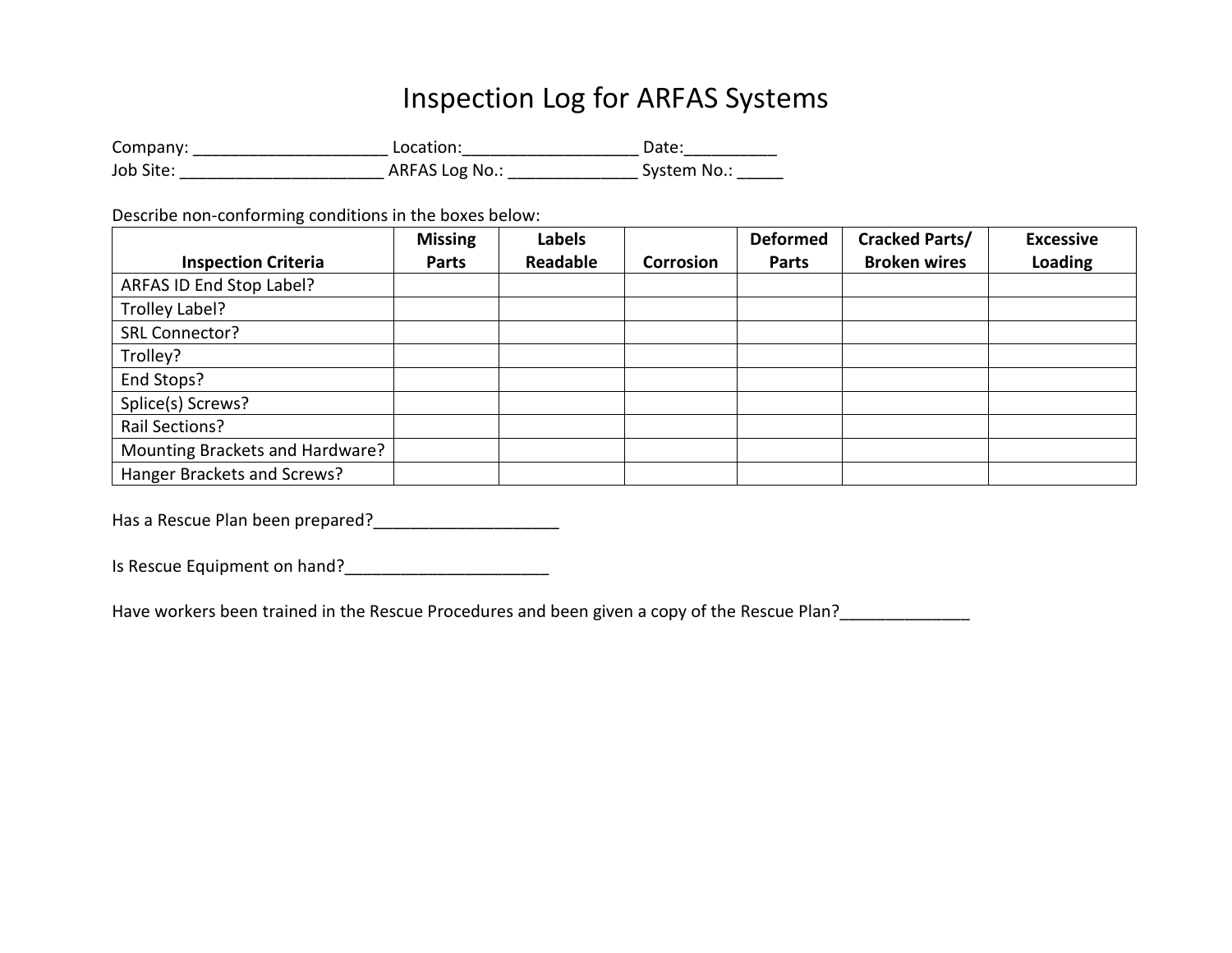# Inspection Log for ARFAS Systems

Company: ______________________ Location:___________________ Date:__________
Job Site: _______________________ ARFAS Log No.: ______________ System No.: _____

Describe non-conforming conditions in the boxes below:

| Inspection Criteria | Missing Parts | Labels Readable | Corrosion | Deformed Parts | Cracked Parts/ Broken wires | Excessive Loading |
|---|---|---|---|---|---|---|
| ARFAS ID End Stop Label? | | | | | | |
| Trolley Label? | | | | | | |
| SRL Connector? | | | | | | |
| Trolley? | | | | | | |
| End Stops? | | | | | | |
| Splice(s) Screws? | | | | | | |
| Rail Sections? | | | | | | |
| Mounting Brackets and Hardware? | | | | | | |
| Hanger Brackets and Screws? | | | | | | |

Has a Rescue Plan been prepared?_____________________

Is Rescue Equipment on hand?_______________________

Have workers been trained in the Rescue Procedures and been given a copy of the Rescue Plan?______________